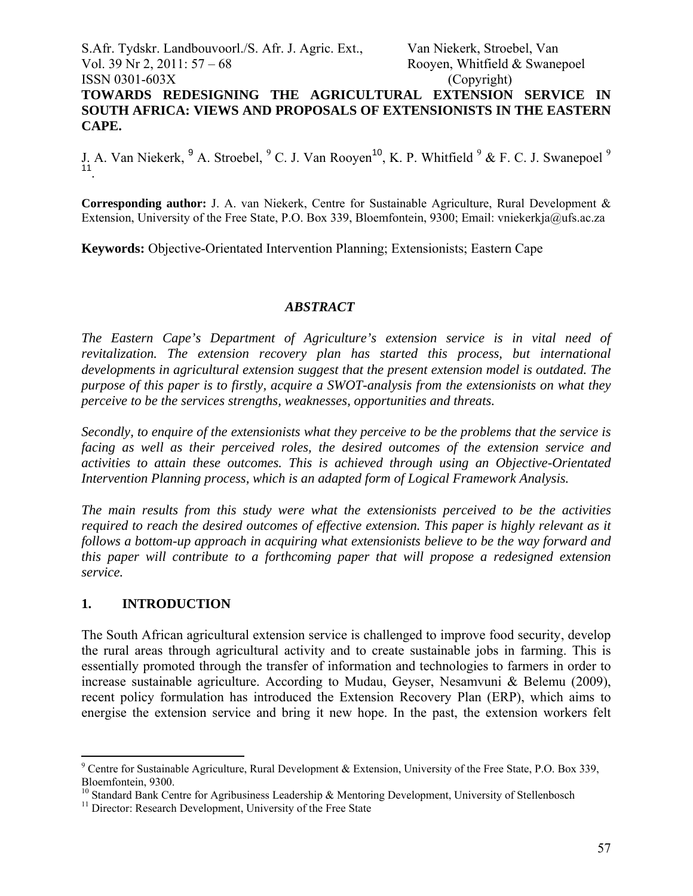# TOWARDS REDESIGNING THE AGRICULTURAL EXTENSION SERVICE IN SOUTH AFRICA: VIEWS AND PROPOSALS OF EXTENSIONISTS IN THE EASTERN CAPE.

J. A. Van Niekerk, [9] A. Stroebel, [9] C. J. Van Rooyen[10], K. P. Whitfield [9] & F. C. J. Swanepoel [9] [11].

**Corresponding author:** J. A. van Niekerk, Centre for Sustainable Agriculture, Rural Development & Extension, University of the Free State, P.O. Box 339, Bloemfontein, 9300; Email: vniekerkja@ufs.ac.za

**Keywords:** Objective-Orientated Intervention Planning; Extensionists; Eastern Cape

## *ABSTRACT*

*The Eastern Cape's Department of Agriculture's extension service is in vital need of revitalization. The extension recovery plan has started this process, but international developments in agricultural extension suggest that the present extension model is outdated. The purpose of this paper is to firstly, acquire a SWOT-analysis from the extensionists on what they perceive to be the services strengths, weaknesses, opportunities and threats.*

*Secondly, to enquire of the extensionists what they perceive to be the problems that the service is facing as well as their perceived roles, the desired outcomes of the extension service and activities to attain these outcomes. This is achieved through using an Objective-Orientated Intervention Planning process, which is an adapted form of Logical Framework Analysis.*

*The main results from this study were what the extensionists perceived to be the activities required to reach the desired outcomes of effective extension. This paper is highly relevant as it follows a bottom-up approach in acquiring what extensionists believe to be the way forward and this paper will contribute to a forthcoming paper that will propose a redesigned extension service.*

## 1. INTRODUCTION

The South African agricultural extension service is challenged to improve food security, develop the rural areas through agricultural activity and to create sustainable jobs in farming. This is essentially promoted through the transfer of information and technologies to farmers in order to increase sustainable agriculture. According to Mudau, Geyser, Nesamvuni & Belemu (2009), recent policy formulation has introduced the Extension Recovery Plan (ERP), which aims to energise the extension service and bring it new hope. In the past, the extension workers felt

---

[9] Centre for Sustainable Agriculture, Rural Development & Extension, University of the Free State, P.O. Box 339, Bloemfontein, 9300.

[10] Standard Bank Centre for Agribusiness Leadership & Mentoring Development, University of Stellenbosch

[11] Director: Research Development, University of the Free State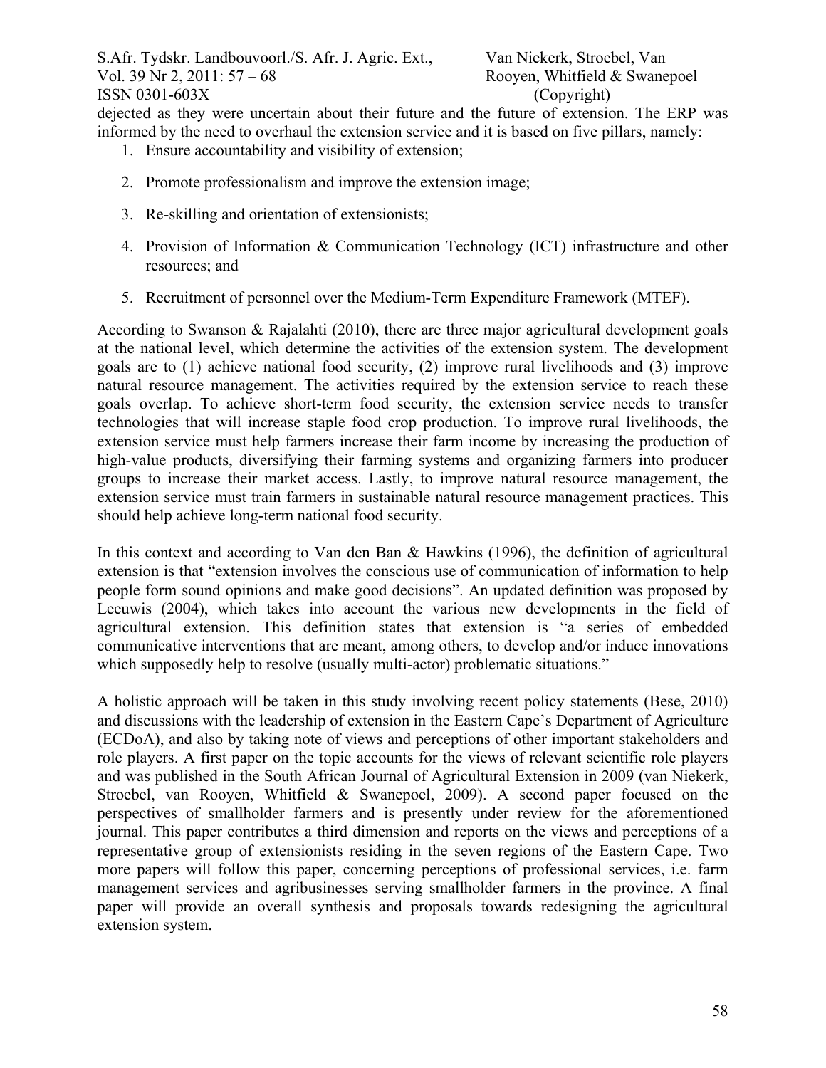dejected as they were uncertain about their future and the future of extension. The ERP was informed by the need to overhaul the extension service and it is based on five pillars, namely:

1. Ensure accountability and visibility of extension;
2. Promote professionalism and improve the extension image;
3. Re-skilling and orientation of extensionists;
4. Provision of Information & Communication Technology (ICT) infrastructure and other resources; and
5. Recruitment of personnel over the Medium-Term Expenditure Framework (MTEF).

According to Swanson & Rajalahti (2010), there are three major agricultural development goals at the national level, which determine the activities of the extension system. The development goals are to (1) achieve national food security, (2) improve rural livelihoods and (3) improve natural resource management. The activities required by the extension service to reach these goals overlap. To achieve short-term food security, the extension service needs to transfer technologies that will increase staple food crop production. To improve rural livelihoods, the extension service must help farmers increase their farm income by increasing the production of high-value products, diversifying their farming systems and organizing farmers into producer groups to increase their market access. Lastly, to improve natural resource management, the extension service must train farmers in sustainable natural resource management practices. This should help achieve long-term national food security.

In this context and according to Van den Ban & Hawkins (1996), the definition of agricultural extension is that "extension involves the conscious use of communication of information to help people form sound opinions and make good decisions". An updated definition was proposed by Leeuwis (2004), which takes into account the various new developments in the field of agricultural extension. This definition states that extension is "a series of embedded communicative interventions that are meant, among others, to develop and/or induce innovations which supposedly help to resolve (usually multi-actor) problematic situations."

A holistic approach will be taken in this study involving recent policy statements (Bese, 2010) and discussions with the leadership of extension in the Eastern Cape's Department of Agriculture (ECDoA), and also by taking note of views and perceptions of other important stakeholders and role players. A first paper on the topic accounts for the views of relevant scientific role players and was published in the South African Journal of Agricultural Extension in 2009 (van Niekerk, Stroebel, van Rooyen, Whitfield & Swanepoel, 2009). A second paper focused on the perspectives of smallholder farmers and is presently under review for the aforementioned journal. This paper contributes a third dimension and reports on the views and perceptions of a representative group of extensionists residing in the seven regions of the Eastern Cape. Two more papers will follow this paper, concerning perceptions of professional services, i.e. farm management services and agribusinesses serving smallholder farmers in the province. A final paper will provide an overall synthesis and proposals towards redesigning the agricultural extension system.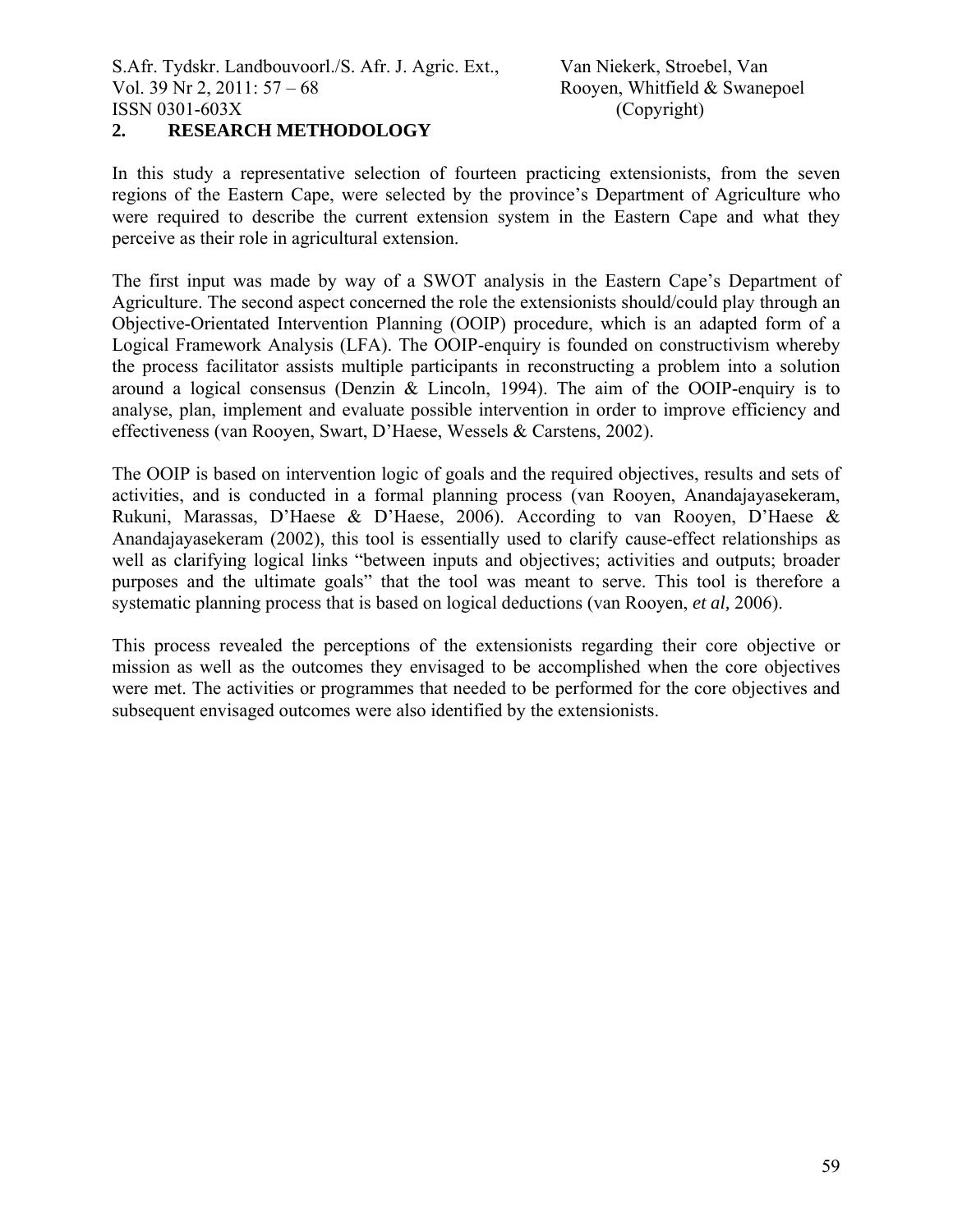## 2. RESEARCH METHODOLOGY

In this study a representative selection of fourteen practicing extensionists, from the seven regions of the Eastern Cape, were selected by the province's Department of Agriculture who were required to describe the current extension system in the Eastern Cape and what they perceive as their role in agricultural extension.

The first input was made by way of a SWOT analysis in the Eastern Cape's Department of Agriculture. The second aspect concerned the role the extensionists should/could play through an Objective-Orientated Intervention Planning (OOIP) procedure, which is an adapted form of a Logical Framework Analysis (LFA). The OOIP-enquiry is founded on constructivism whereby the process facilitator assists multiple participants in reconstructing a problem into a solution around a logical consensus (Denzin & Lincoln, 1994). The aim of the OOIP-enquiry is to analyse, plan, implement and evaluate possible intervention in order to improve efficiency and effectiveness (van Rooyen, Swart, D'Haese, Wessels & Carstens, 2002).

The OOIP is based on intervention logic of goals and the required objectives, results and sets of activities, and is conducted in a formal planning process (van Rooyen, Anandajayasekeram, Rukuni, Marassas, D'Haese & D'Haese, 2006). According to van Rooyen, D'Haese & Anandajayasekeram (2002), this tool is essentially used to clarify cause-effect relationships as well as clarifying logical links "between inputs and objectives; activities and outputs; broader purposes and the ultimate goals" that the tool was meant to serve. This tool is therefore a systematic planning process that is based on logical deductions (van Rooyen, *et al,* 2006).

This process revealed the perceptions of the extensionists regarding their core objective or mission as well as the outcomes they envisaged to be accomplished when the core objectives were met. The activities or programmes that needed to be performed for the core objectives and subsequent envisaged outcomes were also identified by the extensionists.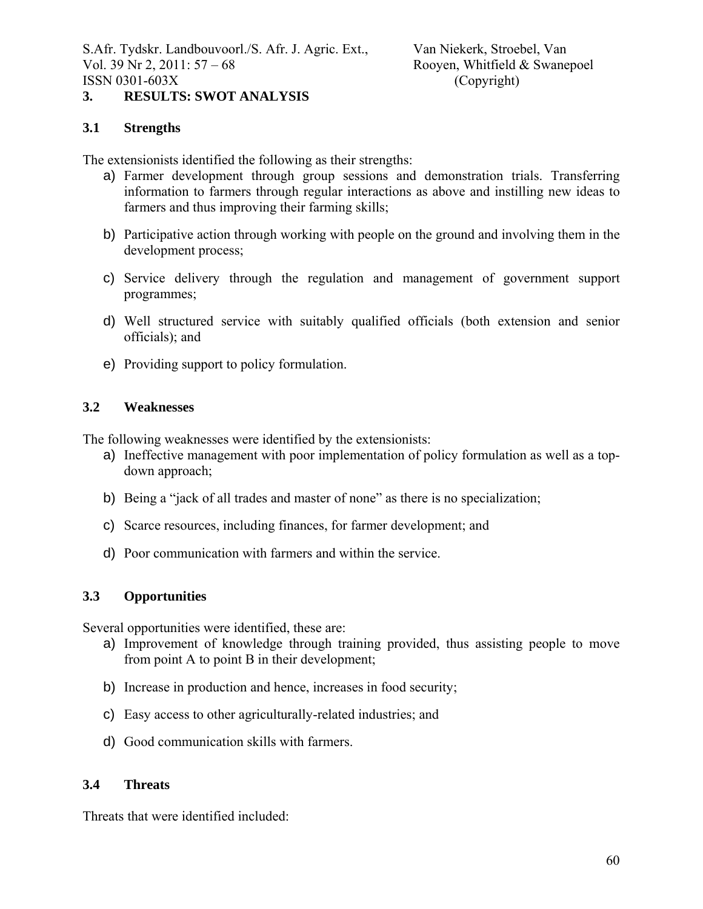## 3. RESULTS: SWOT ANALYSIS

### 3.1 Strengths

The extensionists identified the following as their strengths:

a) Farmer development through group sessions and demonstration trials. Transferring information to farmers through regular interactions as above and instilling new ideas to farmers and thus improving their farming skills;

b) Participative action through working with people on the ground and involving them in the development process;

c) Service delivery through the regulation and management of government support programmes;

d) Well structured service with suitably qualified officials (both extension and senior officials); and

e) Providing support to policy formulation.

### 3.2 Weaknesses

The following weaknesses were identified by the extensionists:

a) Ineffective management with poor implementation of policy formulation as well as a top-down approach;

b) Being a "jack of all trades and master of none" as there is no specialization;

c) Scarce resources, including finances, for farmer development; and

d) Poor communication with farmers and within the service.

### 3.3 Opportunities

Several opportunities were identified, these are:

a) Improvement of knowledge through training provided, thus assisting people to move from point A to point B in their development;

b) Increase in production and hence, increases in food security;

c) Easy access to other agriculturally-related industries; and

d) Good communication skills with farmers.

### 3.4 Threats

Threats that were identified included: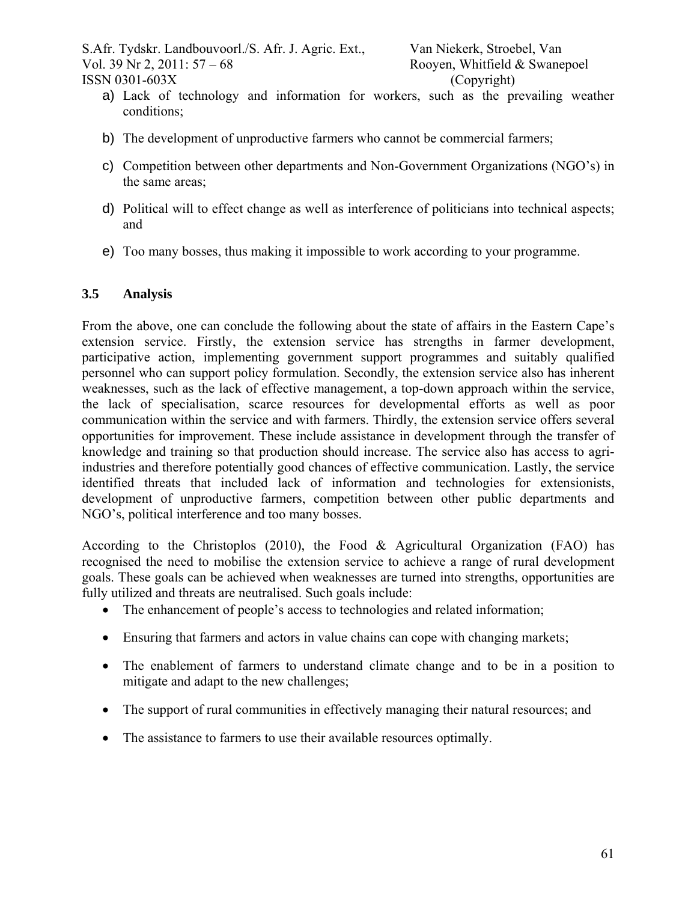a) Lack of technology and information for workers, such as the prevailing weather conditions;

b) The development of unproductive farmers who cannot be commercial farmers;

c) Competition between other departments and Non-Government Organizations (NGO's) in the same areas;

d) Political will to effect change as well as interference of politicians into technical aspects; and

e) Too many bosses, thus making it impossible to work according to your programme.

### 3.5 Analysis

From the above, one can conclude the following about the state of affairs in the Eastern Cape's extension service. Firstly, the extension service has strengths in farmer development, participative action, implementing government support programmes and suitably qualified personnel who can support policy formulation. Secondly, the extension service also has inherent weaknesses, such as the lack of effective management, a top-down approach within the service, the lack of specialisation, scarce resources for developmental efforts as well as poor communication within the service and with farmers. Thirdly, the extension service offers several opportunities for improvement. These include assistance in development through the transfer of knowledge and training so that production should increase. The service also has access to agri-industries and therefore potentially good chances of effective communication. Lastly, the service identified threats that included lack of information and technologies for extensionists, development of unproductive farmers, competition between other public departments and NGO's, political interference and too many bosses.

According to the Christoplos (2010), the Food & Agricultural Organization (FAO) has recognised the need to mobilise the extension service to achieve a range of rural development goals. These goals can be achieved when weaknesses are turned into strengths, opportunities are fully utilized and threats are neutralised. Such goals include:

- The enhancement of people's access to technologies and related information;
- Ensuring that farmers and actors in value chains can cope with changing markets;
- The enablement of farmers to understand climate change and to be in a position to mitigate and adapt to the new challenges;
- The support of rural communities in effectively managing their natural resources; and
- The assistance to farmers to use their available resources optimally.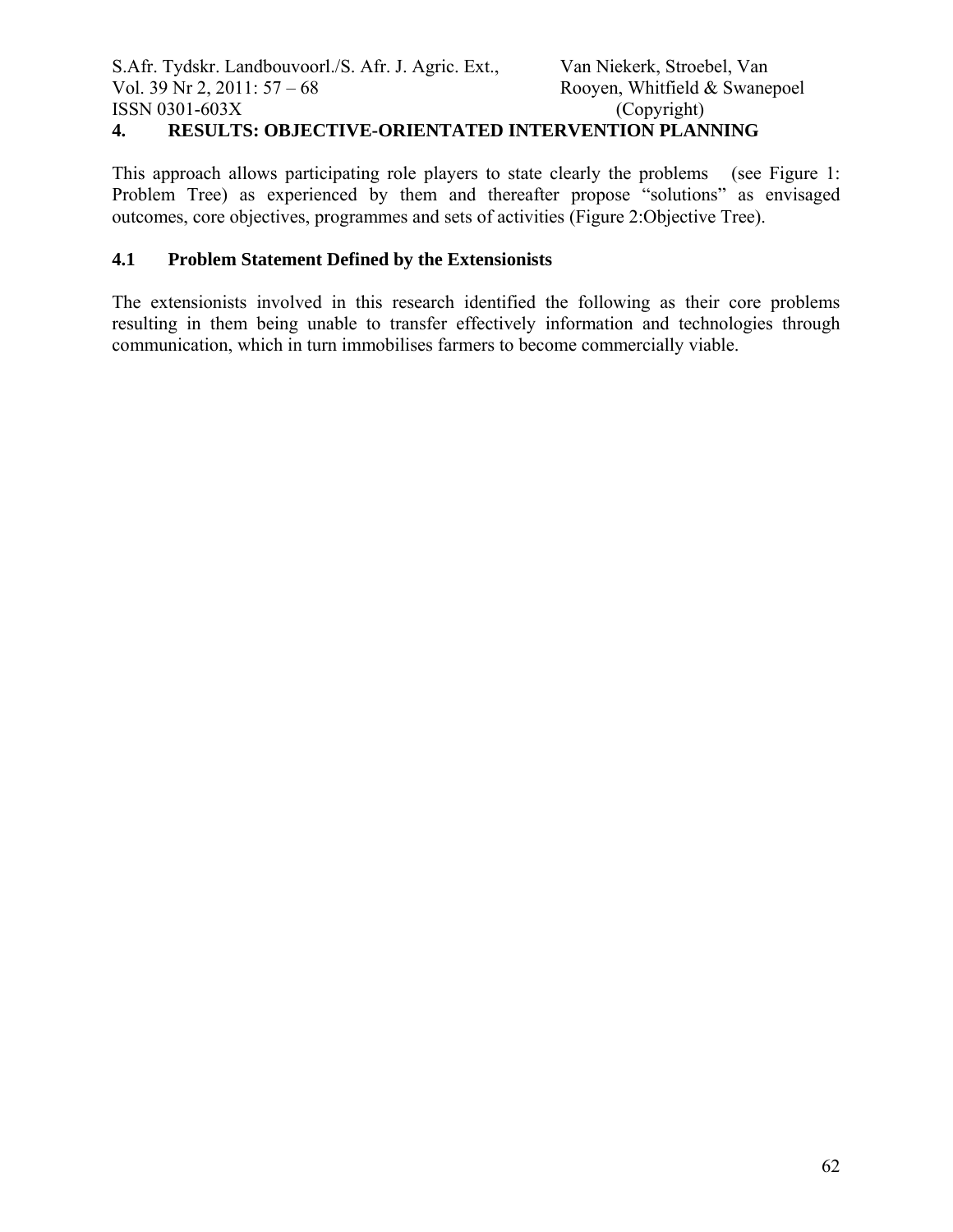## 4. RESULTS: OBJECTIVE-ORIENTATED INTERVENTION PLANNING

This approach allows participating role players to state clearly the problems (see Figure 1: Problem Tree) as experienced by them and thereafter propose "solutions" as envisaged outcomes, core objectives, programmes and sets of activities (Figure 2:Objective Tree).

### 4.1 Problem Statement Defined by the Extensionists

The extensionists involved in this research identified the following as their core problems resulting in them being unable to transfer effectively information and technologies through communication, which in turn immobilises farmers to become commercially viable.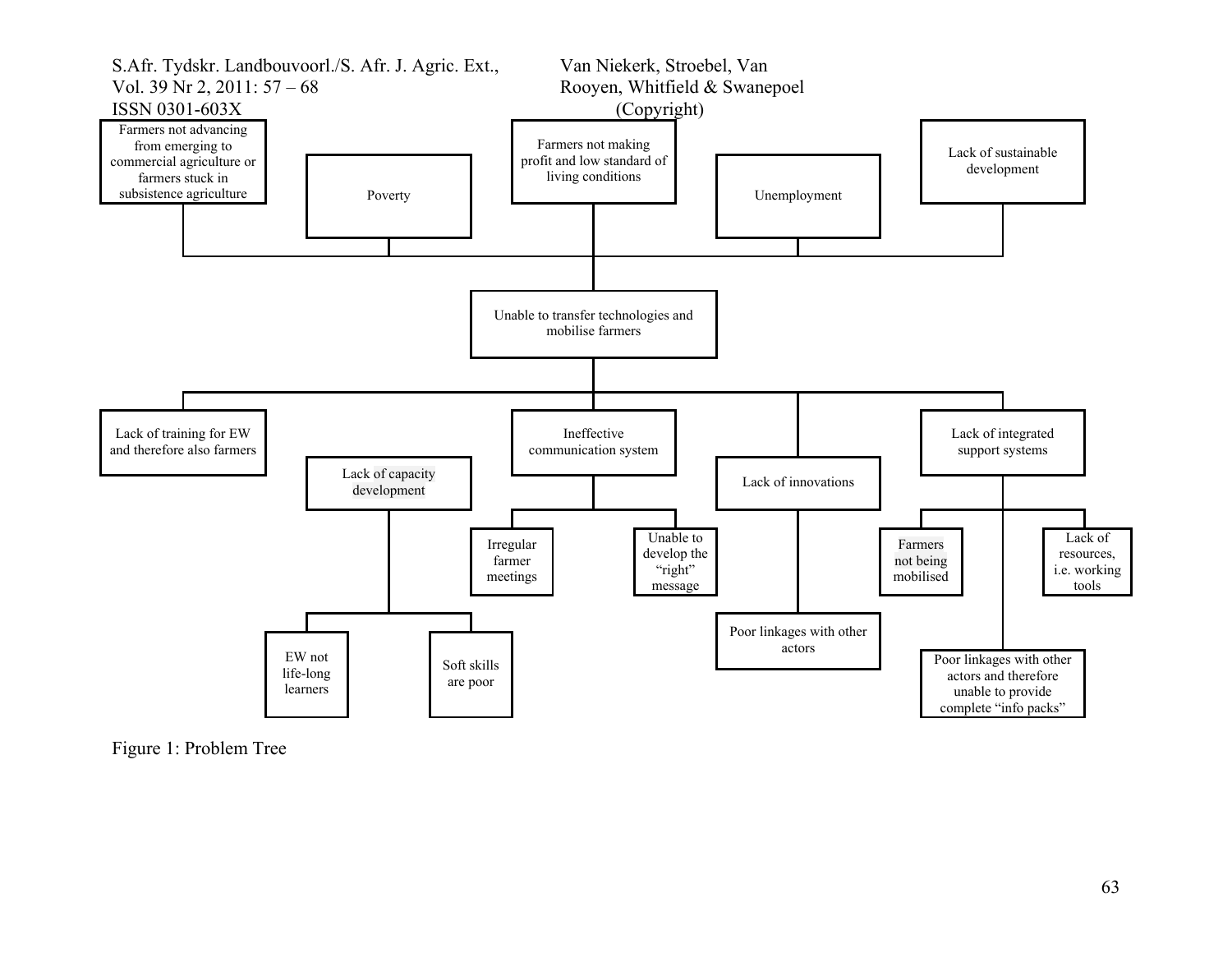Farmers not advancing from emerging to commercial agriculture or farmers stuck in subsistence agriculture

Poverty

Farmers not making profit and low standard of living conditions

Unemployment

Lack of sustainable development

Unable to transfer technologies and mobilise farmers

Lack of training for EW and therefore also farmers

Lack of capacity development

- EW not life-long learners
- Soft skills are poor

Ineffective communication system

- Irregular farmer meetings
- Unable to develop the "right" message

Lack of innovations

- Poor linkages with other actors

Lack of integrated support systems

- Farmers not being mobilised
- Lack of resources, i.e. working tools
- Poor linkages with other actors and therefore unable to provide complete "info packs"

Figure 1: Problem Tree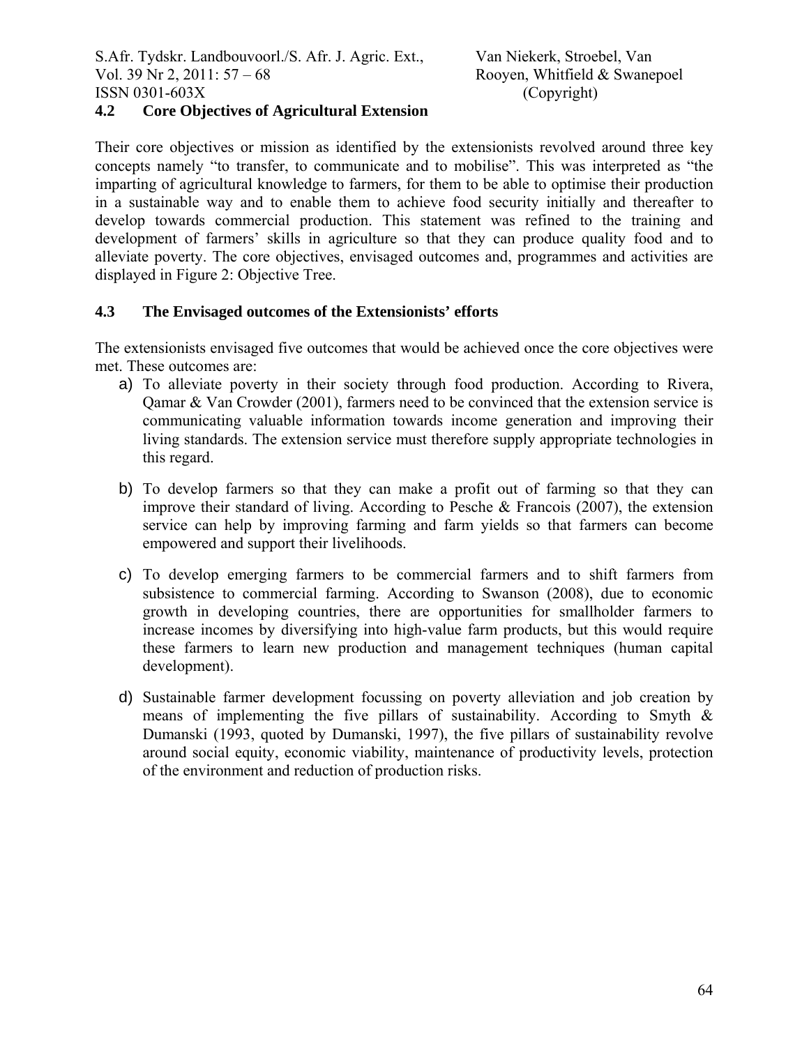## 4.2 Core Objectives of Agricultural Extension

Their core objectives or mission as identified by the extensionists revolved around three key concepts namely "to transfer, to communicate and to mobilise". This was interpreted as "the imparting of agricultural knowledge to farmers, for them to be able to optimise their production in a sustainable way and to enable them to achieve food security initially and thereafter to develop towards commercial production. This statement was refined to the training and development of farmers' skills in agriculture so that they can produce quality food and to alleviate poverty. The core objectives, envisaged outcomes and, programmes and activities are displayed in Figure 2: Objective Tree.

## 4.3 The Envisaged outcomes of the Extensionists' efforts

The extensionists envisaged five outcomes that would be achieved once the core objectives were met. These outcomes are:

a) To alleviate poverty in their society through food production. According to Rivera, Qamar & Van Crowder (2001), farmers need to be convinced that the extension service is communicating valuable information towards income generation and improving their living standards. The extension service must therefore supply appropriate technologies in this regard.

b) To develop farmers so that they can make a profit out of farming so that they can improve their standard of living. According to Pesche & Francois (2007), the extension service can help by improving farming and farm yields so that farmers can become empowered and support their livelihoods.

c) To develop emerging farmers to be commercial farmers and to shift farmers from subsistence to commercial farming. According to Swanson (2008), due to economic growth in developing countries, there are opportunities for smallholder farmers to increase incomes by diversifying into high-value farm products, but this would require these farmers to learn new production and management techniques (human capital development).

d) Sustainable farmer development focussing on poverty alleviation and job creation by means of implementing the five pillars of sustainability. According to Smyth & Dumanski (1993, quoted by Dumanski, 1997), the five pillars of sustainability revolve around social equity, economic viability, maintenance of productivity levels, protection of the environment and reduction of production risks.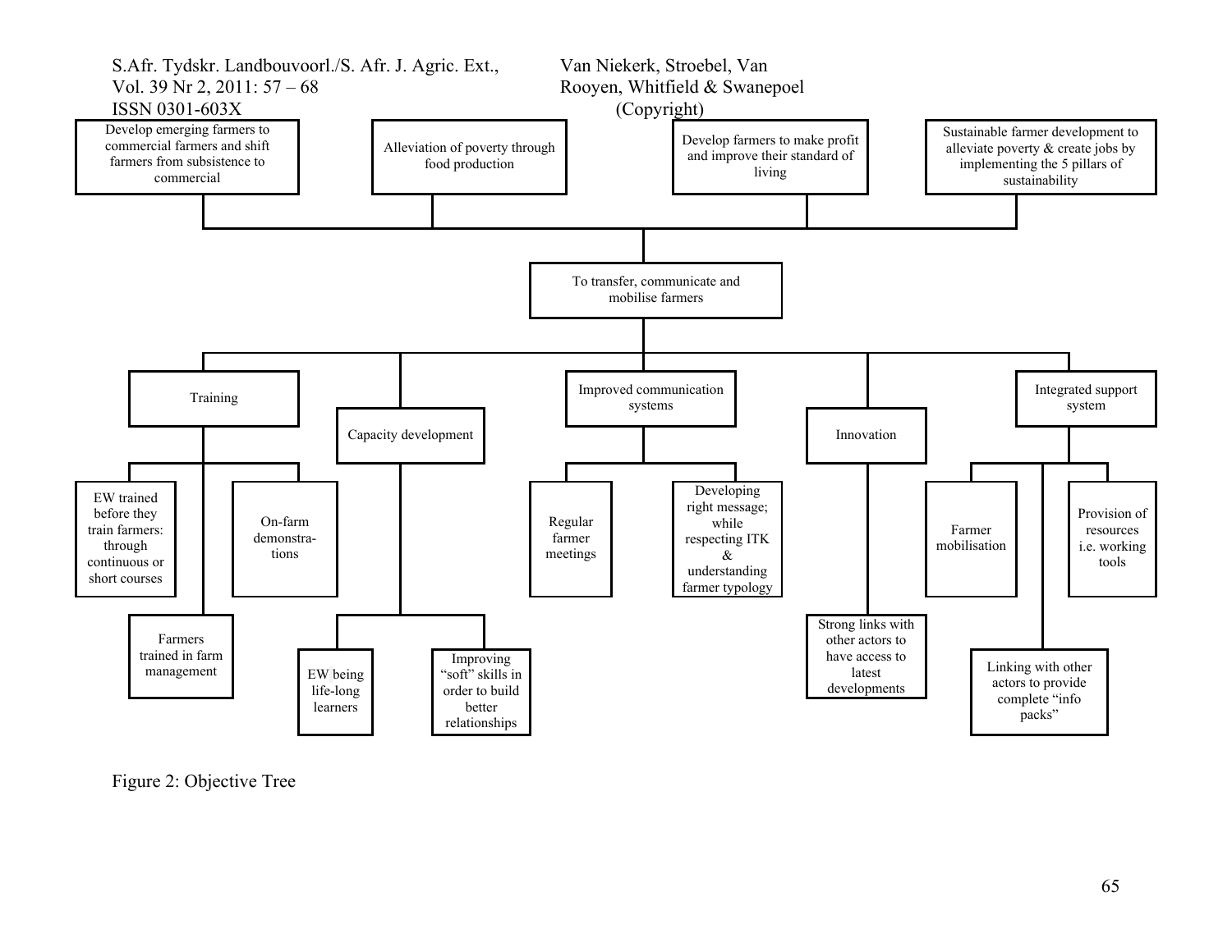Develop emerging farmers to commercial farmers and shift farmers from subsistence to commercial

Alleviation of poverty through food production

Develop farmers to make profit and improve their standard of living

Sustainable farmer development to alleviate poverty & create jobs by implementing the 5 pillars of sustainability

To transfer, communicate and mobilise farmers

- Training
  - EW trained before they train farmers: through continuous or short courses
  - On-farm demonstrations
  - Farmers trained in farm management
- Capacity development
  - EW being life-long learners
  - Improving "soft" skills in order to build better relationships
- Improved communication systems
  - Regular farmer meetings
  - Developing right message; while respecting ITK & understanding farmer typology
- Innovation
  - Strong links with other actors to have access to latest developments
- Integrated support system
  - Farmer mobilisation
  - Provision of resources i.e. working tools
  - Linking with other actors to provide complete "info packs"

Figure 2: Objective Tree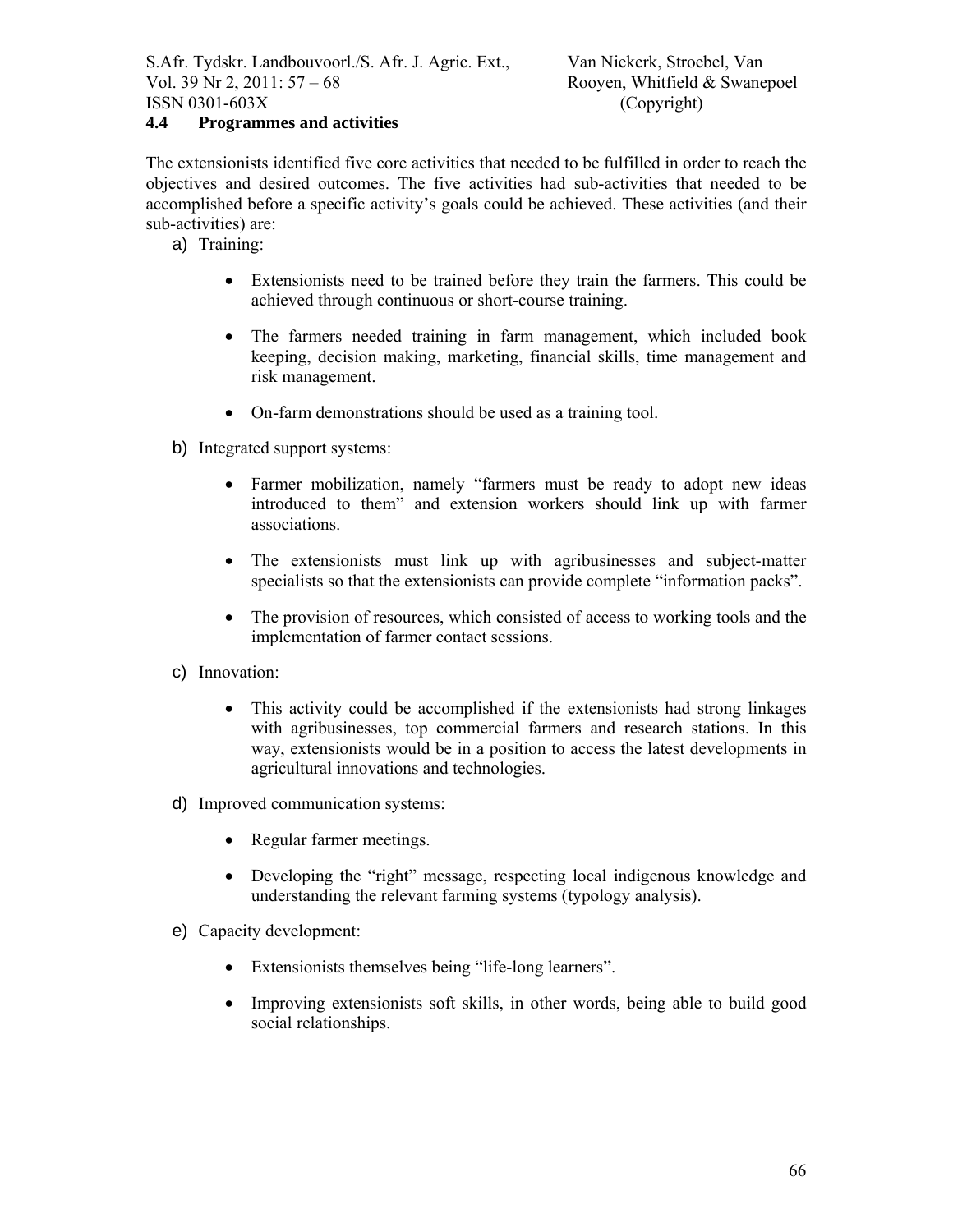### 4.4 Programmes and activities

The extensionists identified five core activities that needed to be fulfilled in order to reach the objectives and desired outcomes. The five activities had sub-activities that needed to be accomplished before a specific activity's goals could be achieved. These activities (and their sub-activities) are:

a) Training:

- Extensionists need to be trained before they train the farmers. This could be achieved through continuous or short-course training.
- The farmers needed training in farm management, which included book keeping, decision making, marketing, financial skills, time management and risk management.
- On-farm demonstrations should be used as a training tool.

b) Integrated support systems:

- Farmer mobilization, namely "farmers must be ready to adopt new ideas introduced to them" and extension workers should link up with farmer associations.
- The extensionists must link up with agribusinesses and subject-matter specialists so that the extensionists can provide complete "information packs".
- The provision of resources, which consisted of access to working tools and the implementation of farmer contact sessions.

c) Innovation:

- This activity could be accomplished if the extensionists had strong linkages with agribusinesses, top commercial farmers and research stations. In this way, extensionists would be in a position to access the latest developments in agricultural innovations and technologies.

d) Improved communication systems:

- Regular farmer meetings.
- Developing the "right" message, respecting local indigenous knowledge and understanding the relevant farming systems (typology analysis).

e) Capacity development:

- Extensionists themselves being "life-long learners".
- Improving extensionists soft skills, in other words, being able to build good social relationships.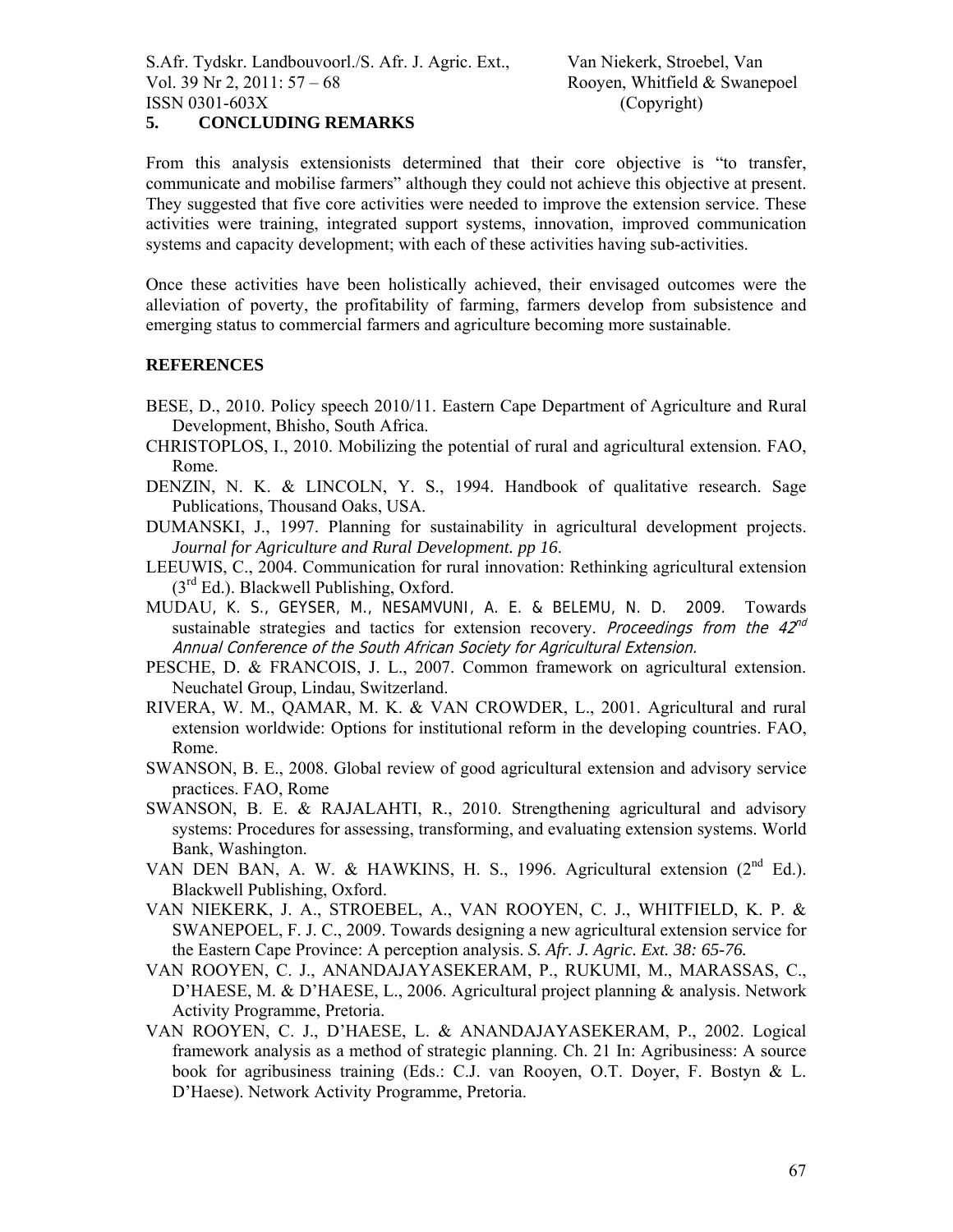## 5. CONCLUDING REMARKS

From this analysis extensionists determined that their core objective is "to transfer, communicate and mobilise farmers" although they could not achieve this objective at present. They suggested that five core activities were needed to improve the extension service. These activities were training, integrated support systems, innovation, improved communication systems and capacity development; with each of these activities having sub-activities.

Once these activities have been holistically achieved, their envisaged outcomes were the alleviation of poverty, the profitability of farming, farmers develop from subsistence and emerging status to commercial farmers and agriculture becoming more sustainable.

## REFERENCES

BESE, D., 2010. Policy speech 2010/11. Eastern Cape Department of Agriculture and Rural Development, Bhisho, South Africa.

CHRISTOPLOS, I., 2010. Mobilizing the potential of rural and agricultural extension. FAO, Rome.

DENZIN, N. K. & LINCOLN, Y. S., 1994. Handbook of qualitative research. Sage Publications, Thousand Oaks, USA.

DUMANSKI, J., 1997. Planning for sustainability in agricultural development projects. *Journal for Agriculture and Rural Development. pp 16*.

LEEUWIS, C., 2004. Communication for rural innovation: Rethinking agricultural extension (3rd Ed.). Blackwell Publishing, Oxford.

MUDAU, K. S., GEYSER, M., NESAMVUNI, A. E. & BELEMU, N. D. 2009. Towards sustainable strategies and tactics for extension recovery. *Proceedings from the 42nd Annual Conference of the South African Society for Agricultural Extension.*

PESCHE, D. & FRANCOIS, J. L., 2007. Common framework on agricultural extension. Neuchatel Group, Lindau, Switzerland.

RIVERA, W. M., QAMAR, M. K. & VAN CROWDER, L., 2001. Agricultural and rural extension worldwide: Options for institutional reform in the developing countries. FAO, Rome.

SWANSON, B. E., 2008. Global review of good agricultural extension and advisory service practices. FAO, Rome

SWANSON, B. E. & RAJALAHTI, R., 2010. Strengthening agricultural and advisory systems: Procedures for assessing, transforming, and evaluating extension systems. World Bank, Washington.

VAN DEN BAN, A. W. & HAWKINS, H. S., 1996. Agricultural extension (2nd Ed.). Blackwell Publishing, Oxford.

VAN NIEKERK, J. A., STROEBEL, A., VAN ROOYEN, C. J., WHITFIELD, K. P. & SWANEPOEL, F. J. C., 2009. Towards designing a new agricultural extension service for the Eastern Cape Province: A perception analysis. *S. Afr. J. Agric. Ext. 38: 65-76.*

VAN ROOYEN, C. J., ANANDAJAYASEKERAM, P., RUKUMI, M., MARASSAS, C., D'HAESE, M. & D'HAESE, L., 2006. Agricultural project planning & analysis. Network Activity Programme, Pretoria.

VAN ROOYEN, C. J., D'HAESE, L. & ANANDAJAYASEKERAM, P., 2002. Logical framework analysis as a method of strategic planning. Ch. 21 In: Agribusiness: A source book for agribusiness training (Eds.: C.J. van Rooyen, O.T. Doyer, F. Bostyn & L. D'Haese). Network Activity Programme, Pretoria.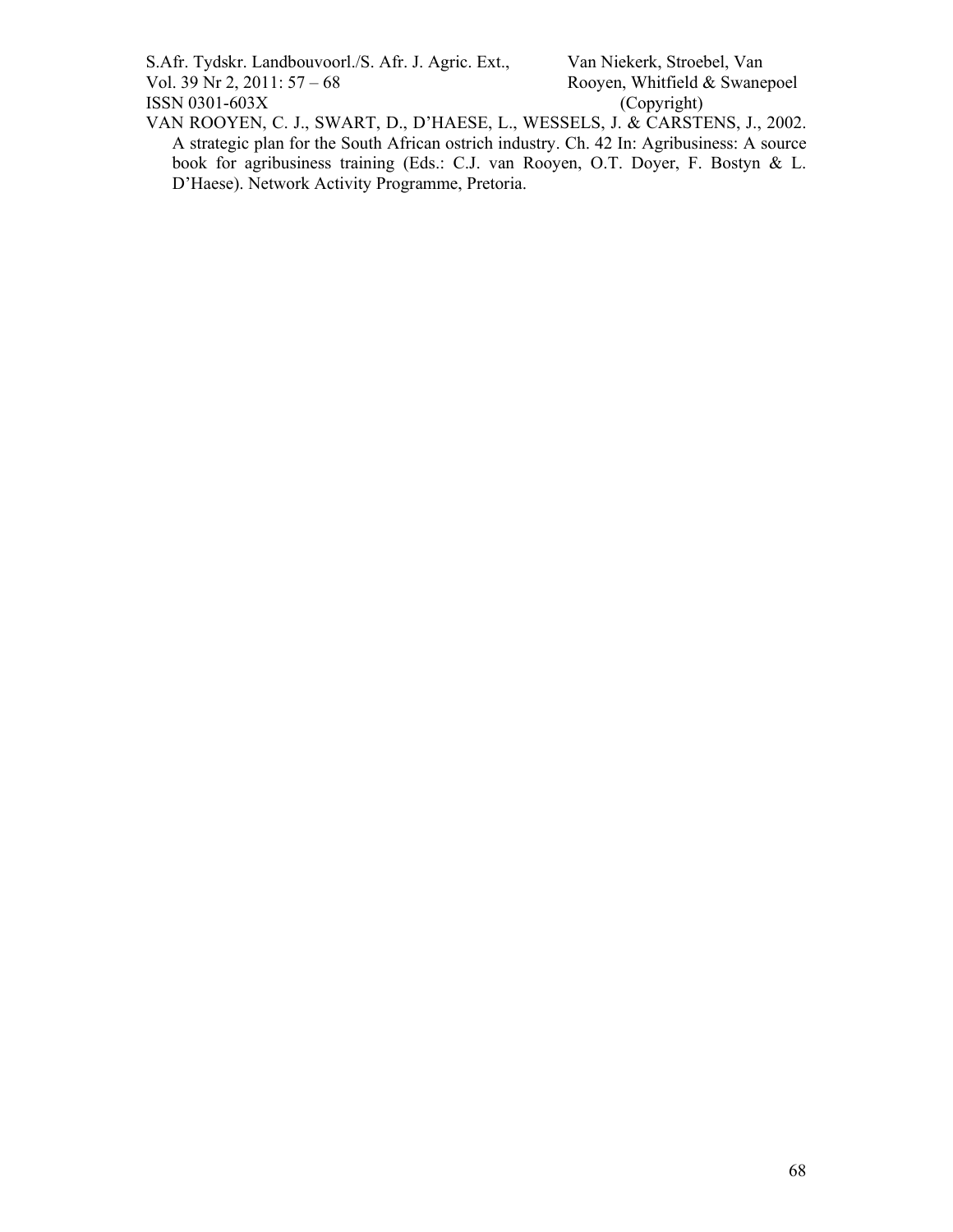VAN ROOYEN, C. J., SWART, D., D'HAESE, L., WESSELS, J. & CARSTENS, J., 2002. A strategic plan for the South African ostrich industry. Ch. 42 In: Agribusiness: A source book for agribusiness training (Eds.: C.J. van Rooyen, O.T. Doyer, F. Bostyn & L. D'Haese). Network Activity Programme, Pretoria.